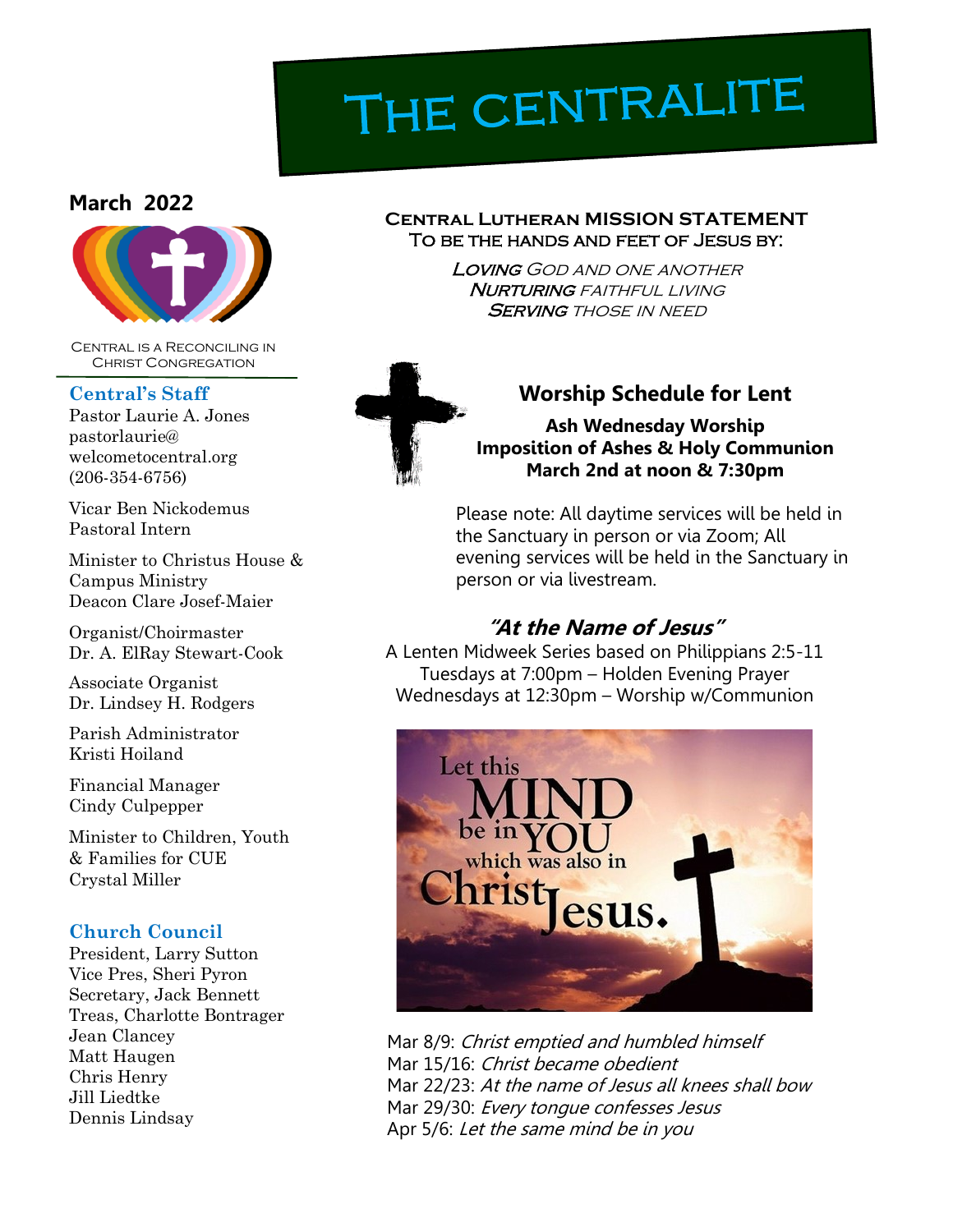# THE CENTRALITE

**March 2022**

Central is a Reconciling in Christ Congregation

### Central's Staff

Pastor Laurie A. Jones
pastorlaurie@welcometocentral.org
(206-354-6756)

Vicar Ben Nickodemus
Pastoral Intern

Minister to Christus House & Campus Ministry
Deacon Clare Josef-Maier

Organist/Choirmaster
Dr. A. ElRay Stewart-Cook

Associate Organist
Dr. Lindsey H. Rodgers

Parish Administrator
Kristi Hoiland

Financial Manager
Cindy Culpepper

Minister to Children, Youth & Families for CUE
Crystal Miller

### Church Council

President, Larry Sutton
Vice Pres, Sheri Pyron
Secretary, Jack Bennett
Treas, Charlotte Bontrager
Jean Clancey
Matt Haugen
Chris Henry
Jill Liedtke
Dennis Lindsay

**Central Lutheran MISSION STATEMENT**
To be the hands and feet of Jesus by:

*Loving* God and one another
*Nurturing* faithful living
*Serving* those in need

## Worship Schedule for Lent

**Ash Wednesday Worship**
**Imposition of Ashes & Holy Communion**
**March 2nd at noon & 7:30pm**

Please note: All daytime services will be held in the Sanctuary in person or via Zoom; All evening services will be held in the Sanctuary in person or via livestream.

### *"At the Name of Jesus"*

A Lenten Midweek Series based on Philippians 2:5-11
Tuesdays at 7:00pm – Holden Evening Prayer
Wednesdays at 12:30pm – Worship w/Communion

Let this MIND be in YOU which was also in Christ Jesus.

Mar 8/9: *Christ emptied and humbled himself*
Mar 15/16: *Christ became obedient*
Mar 22/23: *At the name of Jesus all knees shall bow*
Mar 29/30: *Every tongue confesses Jesus*
Apr 5/6: *Let the same mind be in you*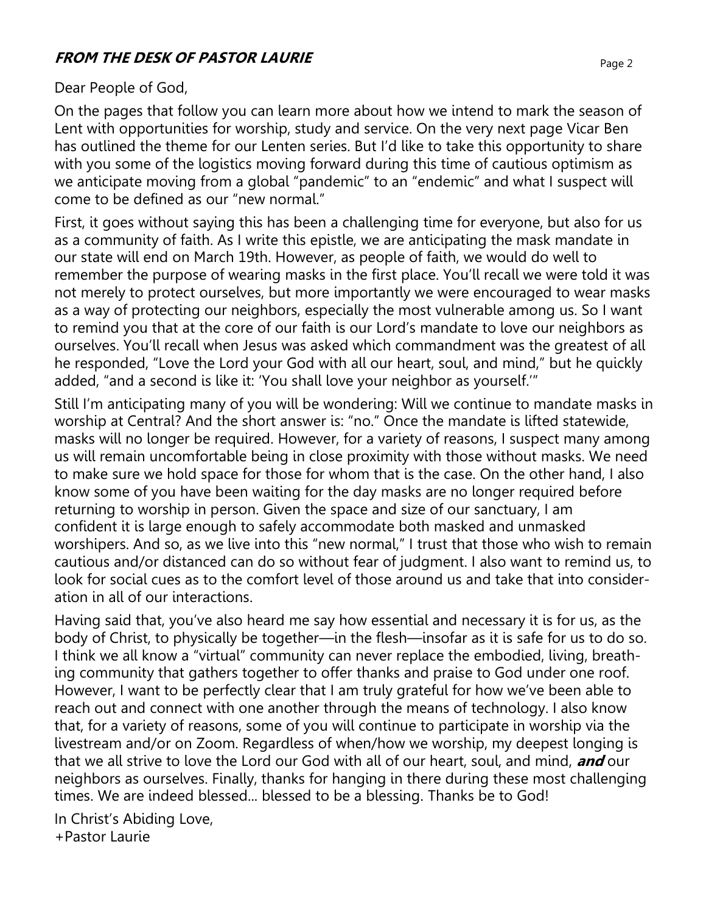## *FROM THE DESK OF PASTOR LAURIE*

Dear People of God,

On the pages that follow you can learn more about how we intend to mark the season of Lent with opportunities for worship, study and service. On the very next page Vicar Ben has outlined the theme for our Lenten series. But I'd like to take this opportunity to share with you some of the logistics moving forward during this time of cautious optimism as we anticipate moving from a global "pandemic" to an "endemic" and what I suspect will come to be defined as our "new normal."

First, it goes without saying this has been a challenging time for everyone, but also for us as a community of faith. As I write this epistle, we are anticipating the mask mandate in our state will end on March 19th. However, as people of faith, we would do well to remember the purpose of wearing masks in the first place. You'll recall we were told it was not merely to protect ourselves, but more importantly we were encouraged to wear masks as a way of protecting our neighbors, especially the most vulnerable among us. So I want to remind you that at the core of our faith is our Lord's mandate to love our neighbors as ourselves. You'll recall when Jesus was asked which commandment was the greatest of all he responded, "Love the Lord your God with all our heart, soul, and mind," but he quickly added, "and a second is like it: 'You shall love your neighbor as yourself.'"

Still I'm anticipating many of you will be wondering: Will we continue to mandate masks in worship at Central? And the short answer is: "no." Once the mandate is lifted statewide, masks will no longer be required. However, for a variety of reasons, I suspect many among us will remain uncomfortable being in close proximity with those without masks. We need to make sure we hold space for those for whom that is the case. On the other hand, I also know some of you have been waiting for the day masks are no longer required before returning to worship in person. Given the space and size of our sanctuary, I am confident it is large enough to safely accommodate both masked and unmasked worshipers. And so, as we live into this "new normal," I trust that those who wish to remain cautious and/or distanced can do so without fear of judgment. I also want to remind us, to look for social cues as to the comfort level of those around us and take that into consideration in all of our interactions.

Having said that, you've also heard me say how essential and necessary it is for us, as the body of Christ, to physically be together—in the flesh—insofar as it is safe for us to do so. I think we all know a "virtual" community can never replace the embodied, living, breathing community that gathers together to offer thanks and praise to God under one roof. However, I want to be perfectly clear that I am truly grateful for how we've been able to reach out and connect with one another through the means of technology. I also know that, for a variety of reasons, some of you will continue to participate in worship via the livestream and/or on Zoom. Regardless of when/how we worship, my deepest longing is that we all strive to love the Lord our God with all of our heart, soul, and mind, ***and*** our neighbors as ourselves. Finally, thanks for hanging in there during these most challenging times. We are indeed blessed... blessed to be a blessing. Thanks be to God!

In Christ's Abiding Love,
+Pastor Laurie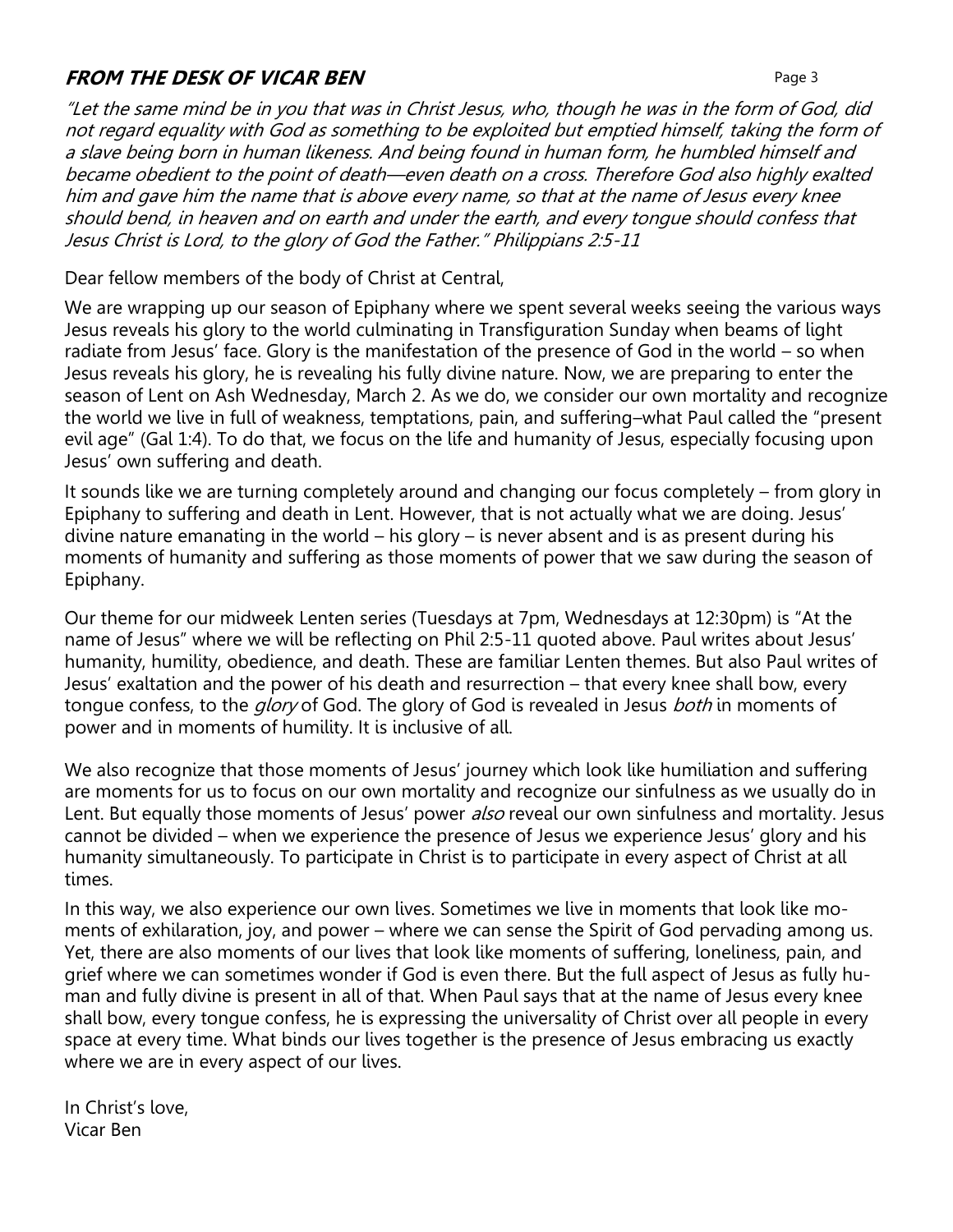## *FROM THE DESK OF VICAR BEN*

*"Let the same mind be in you that was in Christ Jesus, who, though he was in the form of God, did not regard equality with God as something to be exploited but emptied himself, taking the form of a slave being born in human likeness. And being found in human form, he humbled himself and became obedient to the point of death—even death on a cross. Therefore God also highly exalted him and gave him the name that is above every name, so that at the name of Jesus every knee should bend, in heaven and on earth and under the earth, and every tongue should confess that Jesus Christ is Lord, to the glory of God the Father." Philippians 2:5-11*

Dear fellow members of the body of Christ at Central,

We are wrapping up our season of Epiphany where we spent several weeks seeing the various ways Jesus reveals his glory to the world culminating in Transfiguration Sunday when beams of light radiate from Jesus' face. Glory is the manifestation of the presence of God in the world – so when Jesus reveals his glory, he is revealing his fully divine nature. Now, we are preparing to enter the season of Lent on Ash Wednesday, March 2. As we do, we consider our own mortality and recognize the world we live in full of weakness, temptations, pain, and suffering–what Paul called the "present evil age" (Gal 1:4). To do that, we focus on the life and humanity of Jesus, especially focusing upon Jesus' own suffering and death.

It sounds like we are turning completely around and changing our focus completely – from glory in Epiphany to suffering and death in Lent. However, that is not actually what we are doing. Jesus' divine nature emanating in the world – his glory – is never absent and is as present during his moments of humanity and suffering as those moments of power that we saw during the season of Epiphany.

Our theme for our midweek Lenten series (Tuesdays at 7pm, Wednesdays at 12:30pm) is "At the name of Jesus" where we will be reflecting on Phil 2:5-11 quoted above. Paul writes about Jesus' humanity, humility, obedience, and death. These are familiar Lenten themes. But also Paul writes of Jesus' exaltation and the power of his death and resurrection – that every knee shall bow, every tongue confess, to the *glory* of God. The glory of God is revealed in Jesus *both* in moments of power and in moments of humility. It is inclusive of all.

We also recognize that those moments of Jesus' journey which look like humiliation and suffering are moments for us to focus on our own mortality and recognize our sinfulness as we usually do in Lent. But equally those moments of Jesus' power *also* reveal our own sinfulness and mortality. Jesus cannot be divided – when we experience the presence of Jesus we experience Jesus' glory and his humanity simultaneously. To participate in Christ is to participate in every aspect of Christ at all times.

In this way, we also experience our own lives. Sometimes we live in moments that look like moments of exhilaration, joy, and power – where we can sense the Spirit of God pervading among us. Yet, there are also moments of our lives that look like moments of suffering, loneliness, pain, and grief where we can sometimes wonder if God is even there. But the full aspect of Jesus as fully human and fully divine is present in all of that. When Paul says that at the name of Jesus every knee shall bow, every tongue confess, he is expressing the universality of Christ over all people in every space at every time. What binds our lives together is the presence of Jesus embracing us exactly where we are in every aspect of our lives.

In Christ's love,
Vicar Ben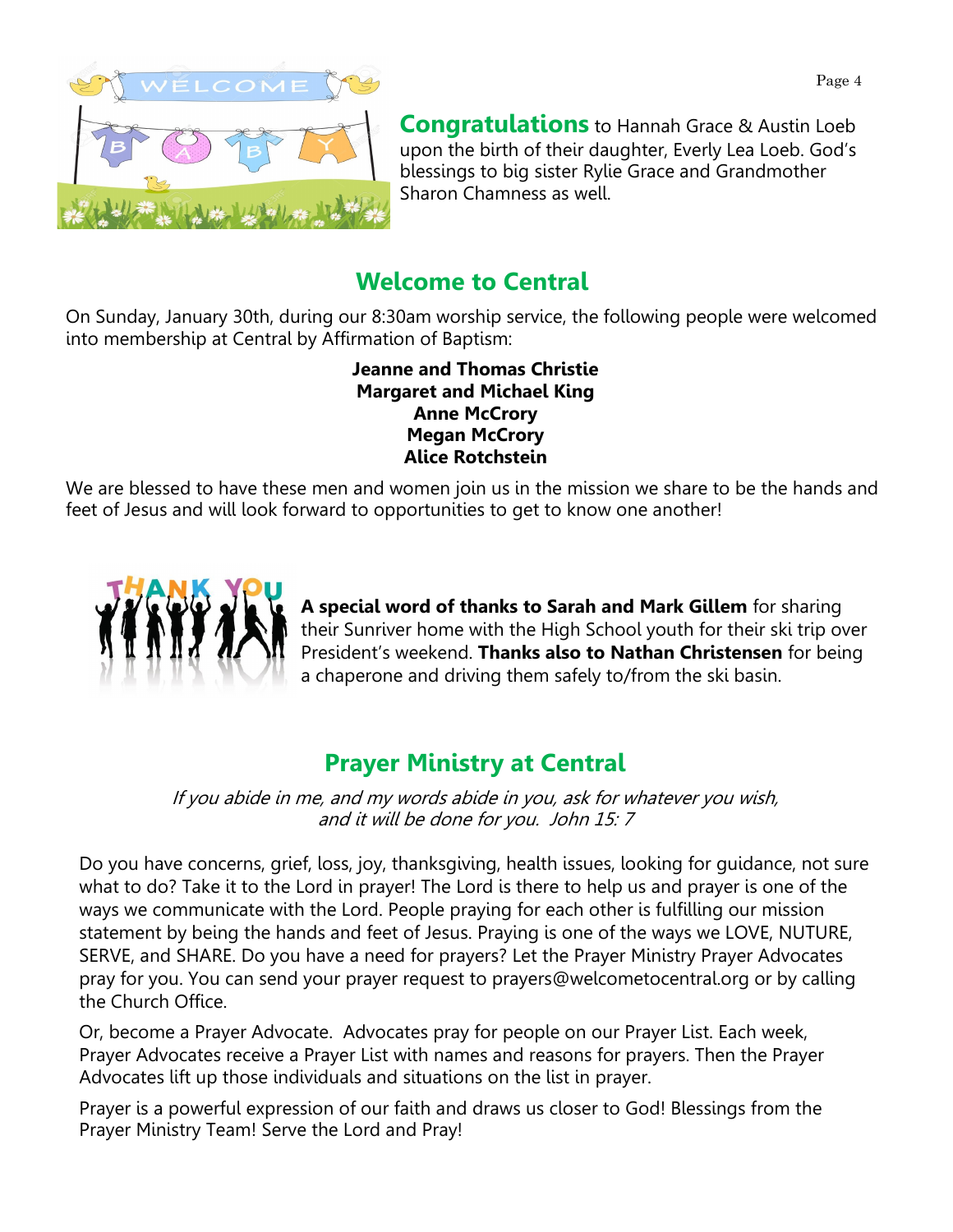**Congratulations** to Hannah Grace & Austin Loeb upon the birth of their daughter, Everly Lea Loeb. God's blessings to big sister Rylie Grace and Grandmother Sharon Chamness as well.

## Welcome to Central

On Sunday, January 30th, during our 8:30am worship service, the following people were welcomed into membership at Central by Affirmation of Baptism:

**Jeanne and Thomas Christie**
**Margaret and Michael King**
**Anne McCrory**
**Megan McCrory**
**Alice Rotchstein**

We are blessed to have these men and women join us in the mission we share to be the hands and feet of Jesus and will look forward to opportunities to get to know one another!

**A special word of thanks to Sarah and Mark Gillem** for sharing their Sunriver home with the High School youth for their ski trip over President's weekend. **Thanks also to Nathan Christensen** for being a chaperone and driving them safely to/from the ski basin.

## Prayer Ministry at Central

*If you abide in me, and my words abide in you, ask for whatever you wish, and it will be done for you. John 15: 7*

Do you have concerns, grief, loss, joy, thanksgiving, health issues, looking for guidance, not sure what to do? Take it to the Lord in prayer! The Lord is there to help us and prayer is one of the ways we communicate with the Lord. People praying for each other is fulfilling our mission statement by being the hands and feet of Jesus. Praying is one of the ways we LOVE, NUTURE, SERVE, and SHARE. Do you have a need for prayers? Let the Prayer Ministry Prayer Advocates pray for you. You can send your prayer request to prayers@welcometocentral.org or by calling the Church Office.

Or, become a Prayer Advocate. Advocates pray for people on our Prayer List. Each week, Prayer Advocates receive a Prayer List with names and reasons for prayers. Then the Prayer Advocates lift up those individuals and situations on the list in prayer.

Prayer is a powerful expression of our faith and draws us closer to God! Blessings from the Prayer Ministry Team! Serve the Lord and Pray!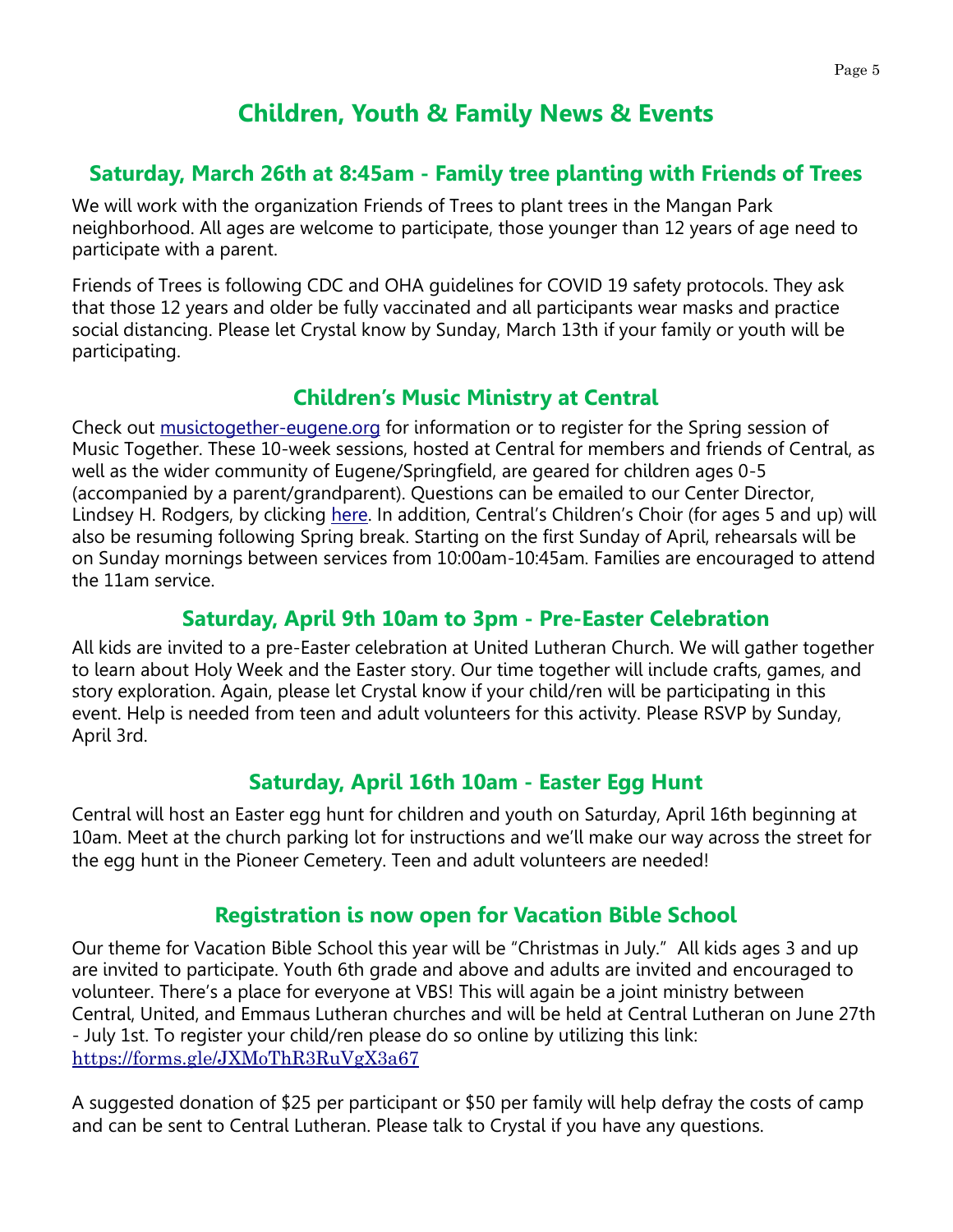# Children, Youth & Family News & Events

## Saturday, March 26th at 8:45am - Family tree planting with Friends of Trees

We will work with the organization Friends of Trees to plant trees in the Mangan Park neighborhood. All ages are welcome to participate, those younger than 12 years of age need to participate with a parent.

Friends of Trees is following CDC and OHA guidelines for COVID 19 safety protocols. They ask that those 12 years and older be fully vaccinated and all participants wear masks and practice social distancing. Please let Crystal know by Sunday, March 13th if your family or youth will be participating.

## Children's Music Ministry at Central

Check out [musictogether-eugene.org](musictogether-eugene.org) for information or to register for the Spring session of Music Together. These 10-week sessions, hosted at Central for members and friends of Central, as well as the wider community of Eugene/Springfield, are geared for children ages 0-5 (accompanied by a parent/grandparent). Questions can be emailed to our Center Director, Lindsey H. Rodgers, by clicking here. In addition, Central's Children's Choir (for ages 5 and up) will also be resuming following Spring break. Starting on the first Sunday of April, rehearsals will be on Sunday mornings between services from 10:00am-10:45am. Families are encouraged to attend the 11am service.

## Saturday, April 9th 10am to 3pm - Pre-Easter Celebration

All kids are invited to a pre-Easter celebration at United Lutheran Church. We will gather together to learn about Holy Week and the Easter story. Our time together will include crafts, games, and story exploration. Again, please let Crystal know if your child/ren will be participating in this event. Help is needed from teen and adult volunteers for this activity. Please RSVP by Sunday, April 3rd.

## Saturday, April 16th 10am - Easter Egg Hunt

Central will host an Easter egg hunt for children and youth on Saturday, April 16th beginning at 10am. Meet at the church parking lot for instructions and we'll make our way across the street for the egg hunt in the Pioneer Cemetery. Teen and adult volunteers are needed!

## Registration is now open for Vacation Bible School

Our theme for Vacation Bible School this year will be "Christmas in July." All kids ages 3 and up are invited to participate. Youth 6th grade and above and adults are invited and encouraged to volunteer. There's a place for everyone at VBS! This will again be a joint ministry between Central, United, and Emmaus Lutheran churches and will be held at Central Lutheran on June 27th - July 1st. To register your child/ren please do so online by utilizing this link: [https://forms.gle/JXMoThR3RuVgX3a67](https://forms.gle/JXMoThR3RuVgX3a67)

A suggested donation of $25 per participant or $50 per family will help defray the costs of camp and can be sent to Central Lutheran. Please talk to Crystal if you have any questions.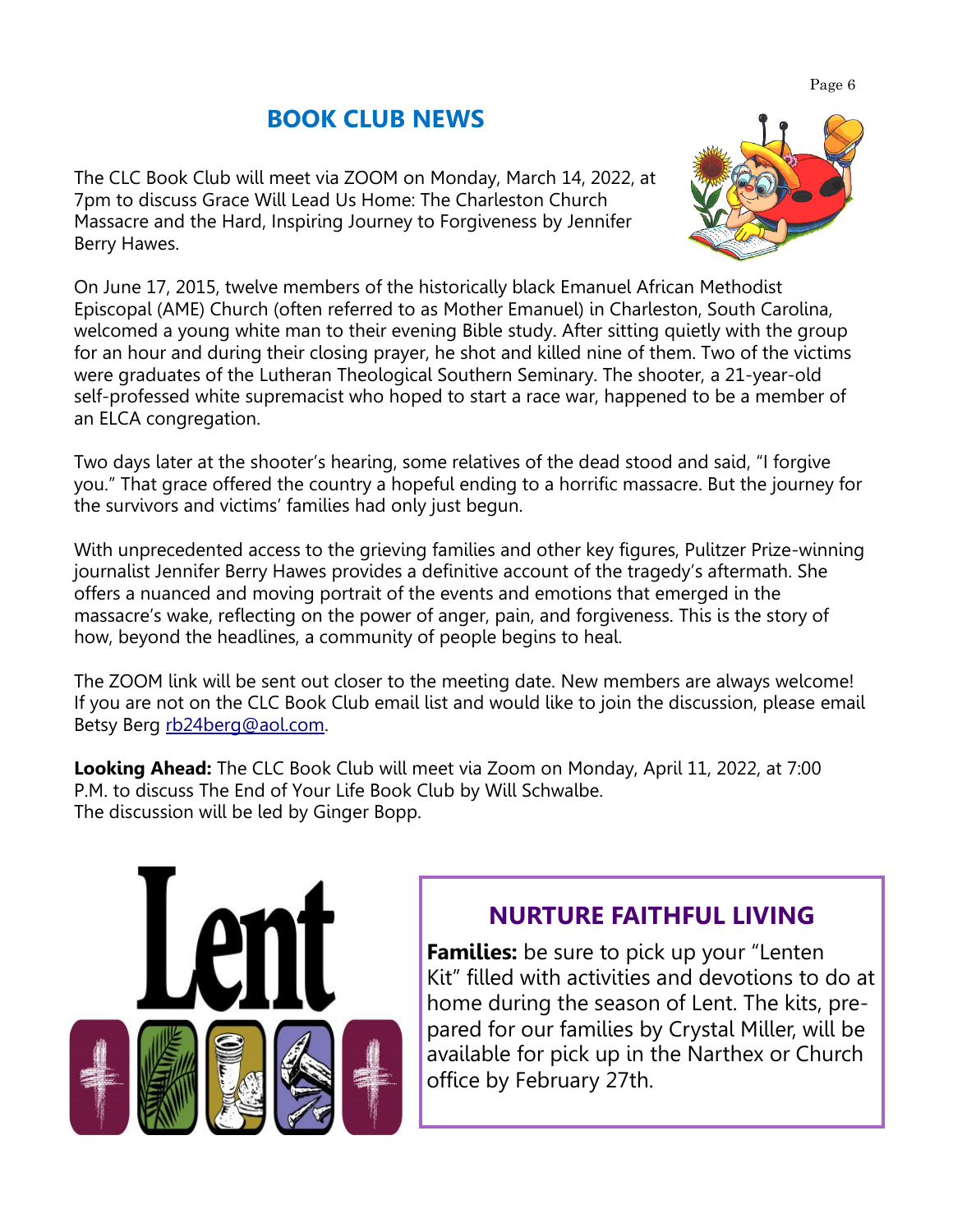## BOOK CLUB NEWS

The CLC Book Club will meet via ZOOM on Monday, March 14, 2022, at 7pm to discuss Grace Will Lead Us Home: The Charleston Church Massacre and the Hard, Inspiring Journey to Forgiveness by Jennifer Berry Hawes.

On June 17, 2015, twelve members of the historically black Emanuel African Methodist Episcopal (AME) Church (often referred to as Mother Emanuel) in Charleston, South Carolina, welcomed a young white man to their evening Bible study. After sitting quietly with the group for an hour and during their closing prayer, he shot and killed nine of them. Two of the victims were graduates of the Lutheran Theological Southern Seminary. The shooter, a 21-year-old self-professed white supremacist who hoped to start a race war, happened to be a member of an ELCA congregation.

Two days later at the shooter's hearing, some relatives of the dead stood and said, "I forgive you." That grace offered the country a hopeful ending to a horrific massacre. But the journey for the survivors and victims' families had only just begun.

With unprecedented access to the grieving families and other key figures, Pulitzer Prize-winning journalist Jennifer Berry Hawes provides a definitive account of the tragedy's aftermath. She offers a nuanced and moving portrait of the events and emotions that emerged in the massacre's wake, reflecting on the power of anger, pain, and forgiveness. This is the story of how, beyond the headlines, a community of people begins to heal.

The ZOOM link will be sent out closer to the meeting date. New members are always welcome! If you are not on the CLC Book Club email list and would like to join the discussion, please email Betsy Berg rb24berg@aol.com.

**Looking Ahead:** The CLC Book Club will meet via Zoom on Monday, April 11, 2022, at 7:00 P.M. to discuss The End of Your Life Book Club by Will Schwalbe.
The discussion will be led by Ginger Bopp.

Lent

## NURTURE FAITHFUL LIVING

**Families:** be sure to pick up your "Lenten Kit" filled with activities and devotions to do at home during the season of Lent. The kits, prepared for our families by Crystal Miller, will be available for pick up in the Narthex or Church office by February 27th.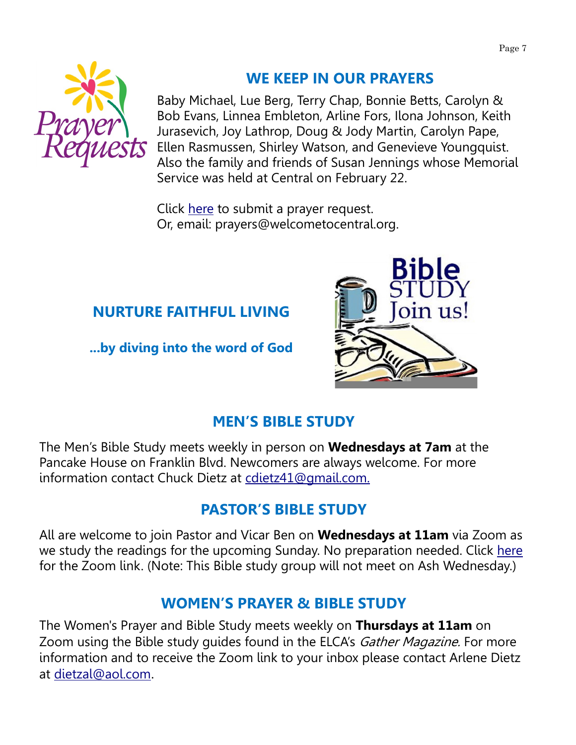## WE KEEP IN OUR PRAYERS

Baby Michael, Lue Berg, Terry Chap, Bonnie Betts, Carolyn & Bob Evans, Linnea Embleton, Arline Fors, Ilona Johnson, Keith Jurasevich, Joy Lathrop, Doug & Jody Martin, Carolyn Pape, Ellen Rasmussen, Shirley Watson, and Genevieve Youngquist. Also the family and friends of Susan Jennings whose Memorial Service was held at Central on February 22.

Click here to submit a prayer request.
Or, email: prayers@welcometocentral.org.

## NURTURE FAITHFUL LIVING

**...by diving into the word of God**

## MEN'S BIBLE STUDY

The Men's Bible Study meets weekly in person on **Wednesdays at 7am** at the Pancake House on Franklin Blvd. Newcomers are always welcome. For more information contact Chuck Dietz at cdietz41@gmail.com.

## PASTOR'S BIBLE STUDY

All are welcome to join Pastor and Vicar Ben on **Wednesdays at 11am** via Zoom as we study the readings for the upcoming Sunday. No preparation needed. Click here for the Zoom link. (Note: This Bible study group will not meet on Ash Wednesday.)

## WOMEN'S PRAYER & BIBLE STUDY

The Women's Prayer and Bible Study meets weekly on **Thursdays at 11am** on Zoom using the Bible study guides found in the ELCA's *Gather Magazine*. For more information and to receive the Zoom link to your inbox please contact Arlene Dietz at dietzal@aol.com.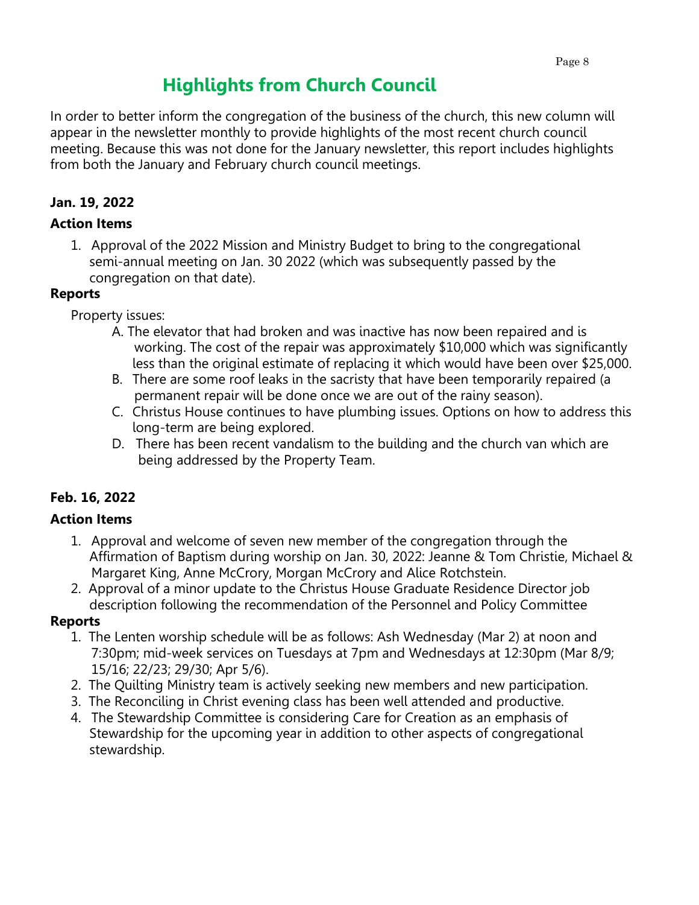# Highlights from Church Council

In order to better inform the congregation of the business of the church, this new column will appear in the newsletter monthly to provide highlights of the most recent church council meeting. Because this was not done for the January newsletter, this report includes highlights from both the January and February church council meetings.

**Jan. 19, 2022**

**Action Items**

1. Approval of the 2022 Mission and Ministry Budget to bring to the congregational semi-annual meeting on Jan. 30 2022 (which was subsequently passed by the congregation on that date).

**Reports**

Property issues:

A. The elevator that had broken and was inactive has now been repaired and is working. The cost of the repair was approximately $10,000 which was significantly less than the original estimate of replacing it which would have been over $25,000.

B. There are some roof leaks in the sacristy that have been temporarily repaired (a permanent repair will be done once we are out of the rainy season).

C. Christus House continues to have plumbing issues. Options on how to address this long-term are being explored.

D. There has been recent vandalism to the building and the church van which are being addressed by the Property Team.

**Feb. 16, 2022**

**Action Items**

1. Approval and welcome of seven new member of the congregation through the Affirmation of Baptism during worship on Jan. 30, 2022: Jeanne & Tom Christie, Michael & Margaret King, Anne McCrory, Morgan McCrory and Alice Rotchstein.
2. Approval of a minor update to the Christus House Graduate Residence Director job description following the recommendation of the Personnel and Policy Committee

**Reports**

1. The Lenten worship schedule will be as follows: Ash Wednesday (Mar 2) at noon and 7:30pm; mid-week services on Tuesdays at 7pm and Wednesdays at 12:30pm (Mar 8/9; 15/16; 22/23; 29/30; Apr 5/6).
2. The Quilting Ministry team is actively seeking new members and new participation.
3. The Reconciling in Christ evening class has been well attended and productive.
4. The Stewardship Committee is considering Care for Creation as an emphasis of Stewardship for the upcoming year in addition to other aspects of congregational stewardship.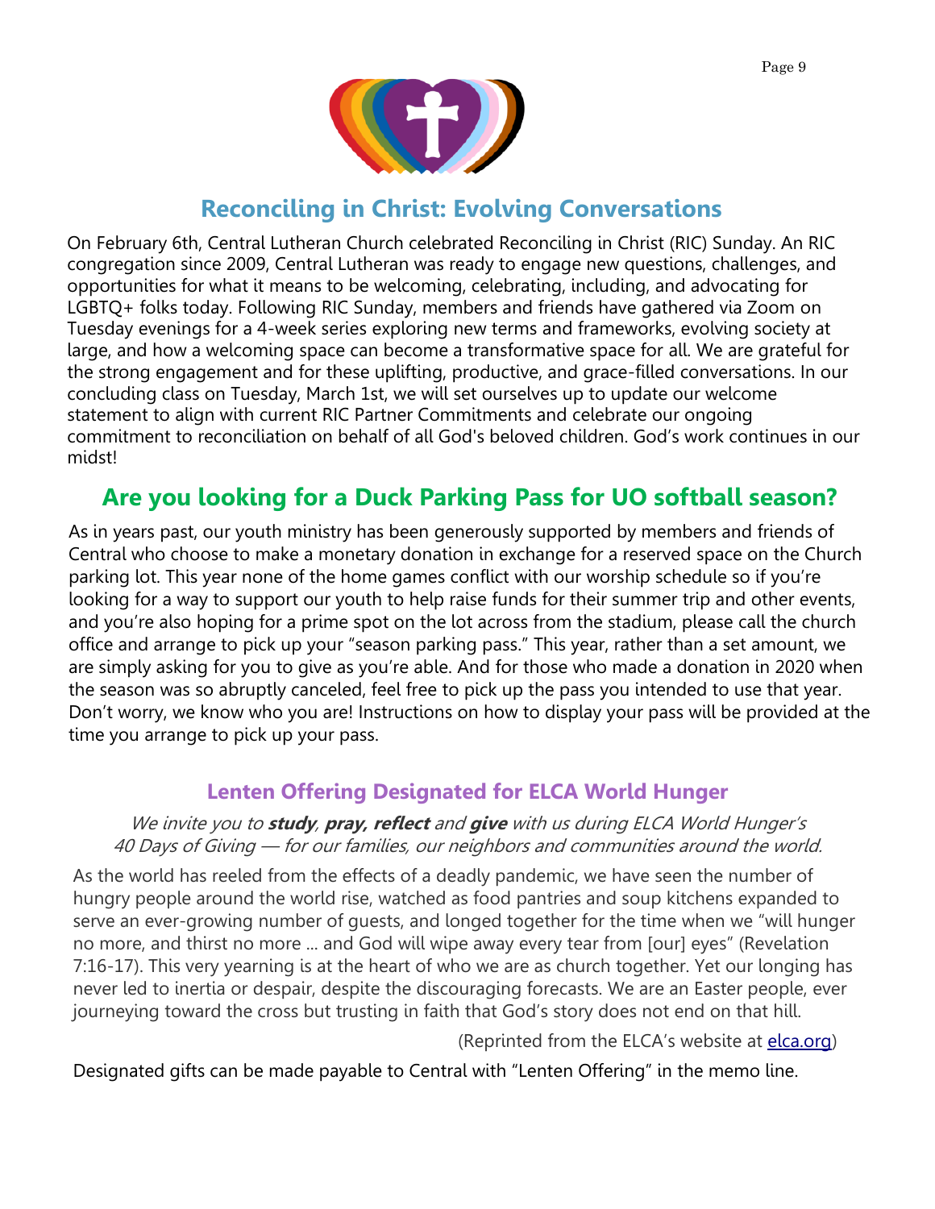## Reconciling in Christ: Evolving Conversations

On February 6th, Central Lutheran Church celebrated Reconciling in Christ (RIC) Sunday. An RIC congregation since 2009, Central Lutheran was ready to engage new questions, challenges, and opportunities for what it means to be welcoming, celebrating, including, and advocating for LGBTQ+ folks today. Following RIC Sunday, members and friends have gathered via Zoom on Tuesday evenings for a 4-week series exploring new terms and frameworks, evolving society at large, and how a welcoming space can become a transformative space for all. We are grateful for the strong engagement and for these uplifting, productive, and grace-filled conversations. In our concluding class on Tuesday, March 1st, we will set ourselves up to update our welcome statement to align with current RIC Partner Commitments and celebrate our ongoing commitment to reconciliation on behalf of all God's beloved children. God's work continues in our midst!

## Are you looking for a Duck Parking Pass for UO softball season?

As in years past, our youth ministry has been generously supported by members and friends of Central who choose to make a monetary donation in exchange for a reserved space on the Church parking lot. This year none of the home games conflict with our worship schedule so if you're looking for a way to support our youth to help raise funds for their summer trip and other events, and you're also hoping for a prime spot on the lot across from the stadium, please call the church office and arrange to pick up your "season parking pass." This year, rather than a set amount, we are simply asking for you to give as you're able. And for those who made a donation in 2020 when the season was so abruptly canceled, feel free to pick up the pass you intended to use that year. Don't worry, we know who you are! Instructions on how to display your pass will be provided at the time you arrange to pick up your pass.

### Lenten Offering Designated for ELCA World Hunger

*We invite you to **study**, **pray, reflect** and **give** with us during ELCA World Hunger's 40 Days of Giving — for our families, our neighbors and communities around the world.*

As the world has reeled from the effects of a deadly pandemic, we have seen the number of hungry people around the world rise, watched as food pantries and soup kitchens expanded to serve an ever-growing number of guests, and longed together for the time when we "will hunger no more, and thirst no more ... and God will wipe away every tear from [our] eyes" (Revelation 7:16-17). This very yearning is at the heart of who we are as church together. Yet our longing has never led to inertia or despair, despite the discouraging forecasts. We are an Easter people, ever journeying toward the cross but trusting in faith that God's story does not end on that hill.

(Reprinted from the ELCA's website at elca.org)

Designated gifts can be made payable to Central with "Lenten Offering" in the memo line.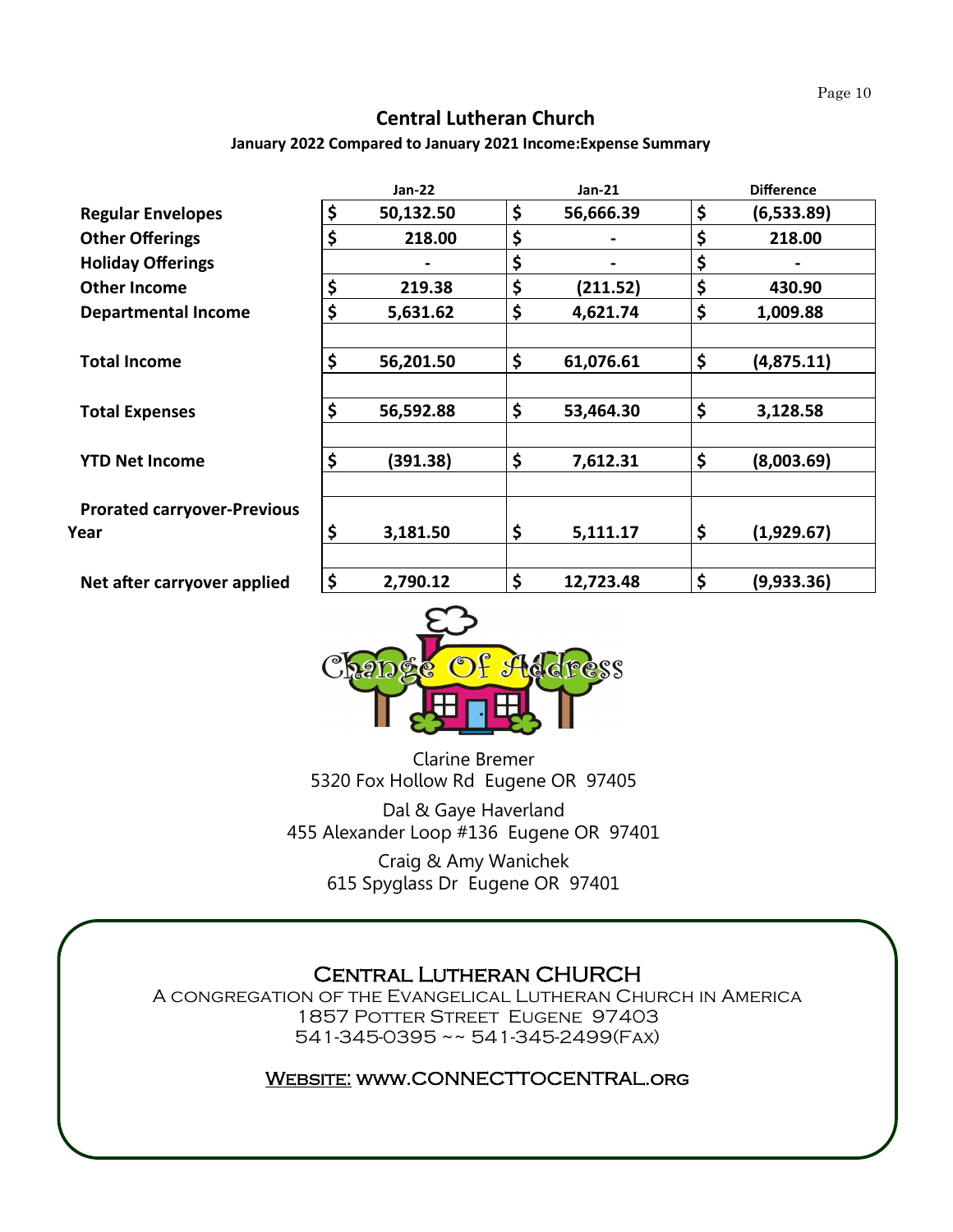## Central Lutheran Church

### January 2022 Compared to January 2021 Income:Expense Summary

| | Jan-22 | Jan-21 | Difference |
|---|---|---|---|
| **Regular Envelopes** | $ 50,132.50 | $ 56,666.39 | $ (6,533.89) |
| **Other Offerings** | $ 218.00 | $ - | $ 218.00 |
| **Holiday Offerings** | - | $ - | $ - |
| **Other Income** | $ 219.38 | $ (211.52) | $ 430.90 |
| **Departmental Income** | $ 5,631.62 | $ 4,621.74 | $ 1,009.88 |
| | | | |
| **Total Income** | $ 56,201.50 | $ 61,076.61 | $ (4,875.11) |
| | | | |
| **Total Expenses** | $ 56,592.88 | $ 53,464.30 | $ 3,128.58 |
| | | | |
| **YTD Net Income** | $ (391.38) | $ 7,612.31 | $ (8,003.69) |
| | | | |
| **Prorated carryover-Previous Year** | $ 3,181.50 | $ 5,111.17 | $ (1,929.67) |
| | | | |
| **Net after carryover applied** | $ 2,790.12 | $ 12,723.48 | $ (9,933.36) |

Change Of Address

Clarine Bremer
5320 Fox Hollow Rd Eugene OR 97405

Dal & Gaye Haverland
455 Alexander Loop #136 Eugene OR 97401

Craig & Amy Wanichek
615 Spyglass Dr Eugene OR 97401

**Central Lutheran CHURCH**
A congregation of the Evangelical Lutheran Church in America
1857 Potter Street Eugene 97403
541-345-0395 ~~ 541-345-2499(Fax)

Website: www.CONNECTTOCENTRAL.org